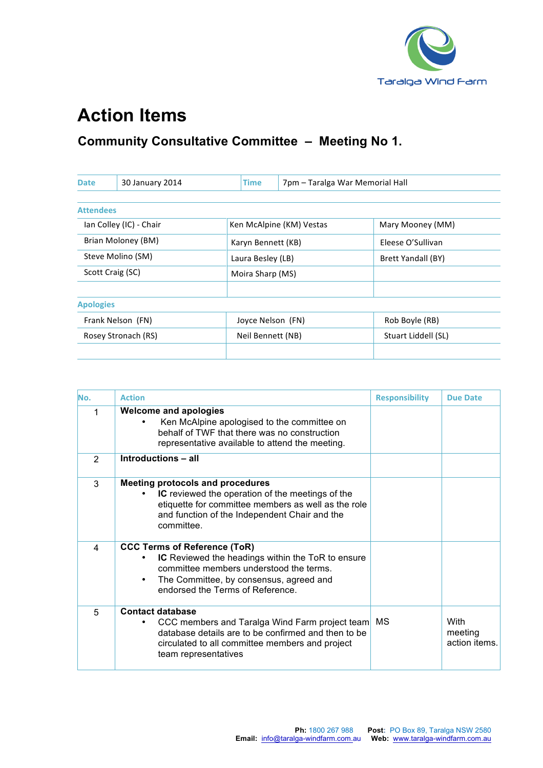Taralga Wind Farm

# Action Items

## Community Consultative Committee – Meeting No 1.

| Date | 30 January 2014 | Time | 7pm – Taralga War Memorial Hall |
|---|---|---|---|

| Attendees | | |
|---|---|---|
| Ian Colley (IC) - Chair | Ken McAlpine (KM) Vestas | Mary Mooney (MM) |
| Brian Moloney (BM) | Karyn Bennett (KB) | Eleese O'Sullivan |
| Steve Molino (SM) | Laura Besley (LB) | Brett Yandall (BY) |
| Scott Craig (SC) | Moira Sharp (MS) | |
| | | |

| Apologies | | |
|---|---|---|
| Frank Nelson (FN) | Joyce Nelson (FN) | Rob Boyle (RB) |
| Rosey Stronach (RS) | Neil Bennett (NB) | Stuart Liddell (SL) |
| | | |

| No. | Action | Responsibility | Due Date |
|---|---|---|---|
| 1 | **Welcome and apologies**<br>• Ken McAlpine apologised to the committee on behalf of TWF that there was no construction representative available to attend the meeting. | | |
| 2 | **Introductions – all** | | |
| 3 | **Meeting protocols and procedures**<br>• **IC** reviewed the operation of the meetings of the etiquette for committee members as well as the role and function of the Independent Chair and the committee. | | |
| 4 | **CCC Terms of Reference (ToR)**<br>• **IC** Reviewed the headings within the ToR to ensure committee members understood the terms.<br>• The Committee, by consensus, agreed and endorsed the Terms of Reference. | | |
| 5 | **Contact database**<br>• CCC members and Taralga Wind Farm project team database details are to be confirmed and then to be circulated to all committee members and project team representatives | MS | With meeting action items. |

**Ph:** 1800 267 988 **Post:** PO Box 89, Taralga NSW 2580
**Email:** info@taralga-windfarm.com.au **Web:** www.taralga-windfarm.com.au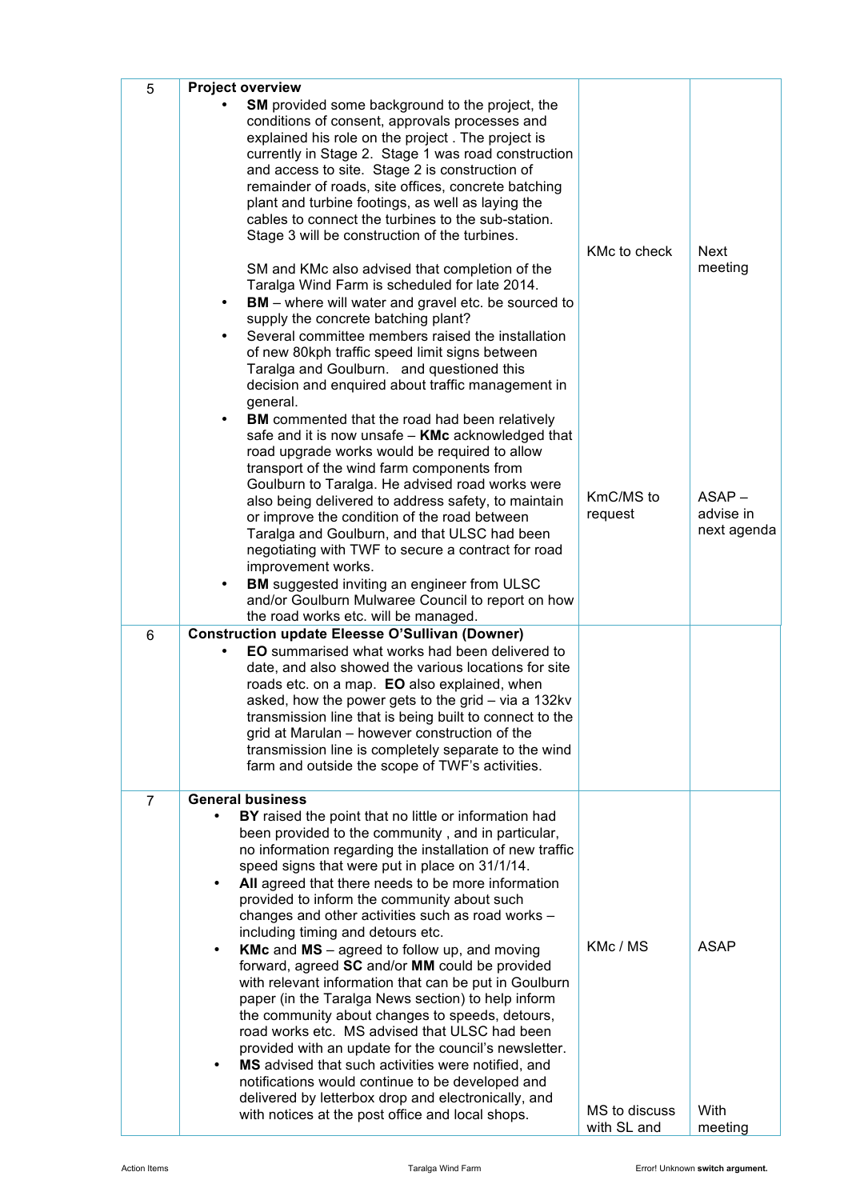| 5 | **Project overview**<br>• **SM** provided some background to the project, the conditions of consent, approvals processes and explained his role on the project . The project is currently in Stage 2. Stage 1 was road construction and access to site. Stage 2 is construction of remainder of roads, site offices, concrete batching plant and turbine footings, as well as laying the cables to connect the turbines to the sub-station. Stage 3 will be construction of the turbines.<br><br>SM and KMc also advised that completion of the Taralga Wind Farm is scheduled for late 2014.<br>• **BM** – where will water and gravel etc. be sourced to supply the concrete batching plant?<br>• Several committee members raised the installation of new 80kph traffic speed limit signs between Taralga and Goulburn. and questioned this decision and enquired about traffic management in general.<br>• **BM** commented that the road had been relatively safe and it is now unsafe – **KMc** acknowledged that road upgrade works would be required to allow transport of the wind farm components from Goulburn to Taralga. He advised road works were also being delivered to address safety, to maintain or improve the condition of the road between Taralga and Goulburn, and that ULSC had been negotiating with TWF to secure a contract for road improvement works.<br>• **BM** suggested inviting an engineer from ULSC and/or Goulburn Mulwaree Council to report on how the road works etc. will be managed. | KMc to check<br><br><br><br><br><br><br>KmC/MS to request | Next meeting<br><br><br><br><br><br><br>ASAP – advise in next agenda |
|---|---|---|---|
| 6 | **Construction update Eleesse O'Sullivan (Downer)**<br>• **EO** summarised what works had been delivered to date, and also showed the various locations for site roads etc. on a map. **EO** also explained, when asked, how the power gets to the grid – via a 132kv transmission line that is being built to connect to the grid at Marulan – however construction of the transmission line is completely separate to the wind farm and outside the scope of TWF's activities. | | |
| 7 | **General business**<br>• **BY** raised the point that no little or information had been provided to the community , and in particular, no information regarding the installation of new traffic speed signs that were put in place on 31/1/14.<br>• **All** agreed that there needs to be more information provided to inform the community about such changes and other activities such as road works – including timing and detours etc.<br>• **KMc** and **MS** – agreed to follow up, and moving forward, agreed **SC** and/or **MM** could be provided with relevant information that can be put in Goulburn paper (in the Taralga News section) to help inform the community about changes to speeds, detours, road works etc. MS advised that ULSC had been provided with an update for the council's newsletter.<br>• **MS** advised that such activities were notified, and notifications would continue to be developed and delivered by letterbox drop and electronically, and with notices at the post office and local shops. | KMc / MS<br><br><br><br><br>MS to discuss with SL and | ASAP<br><br><br><br><br>With meeting |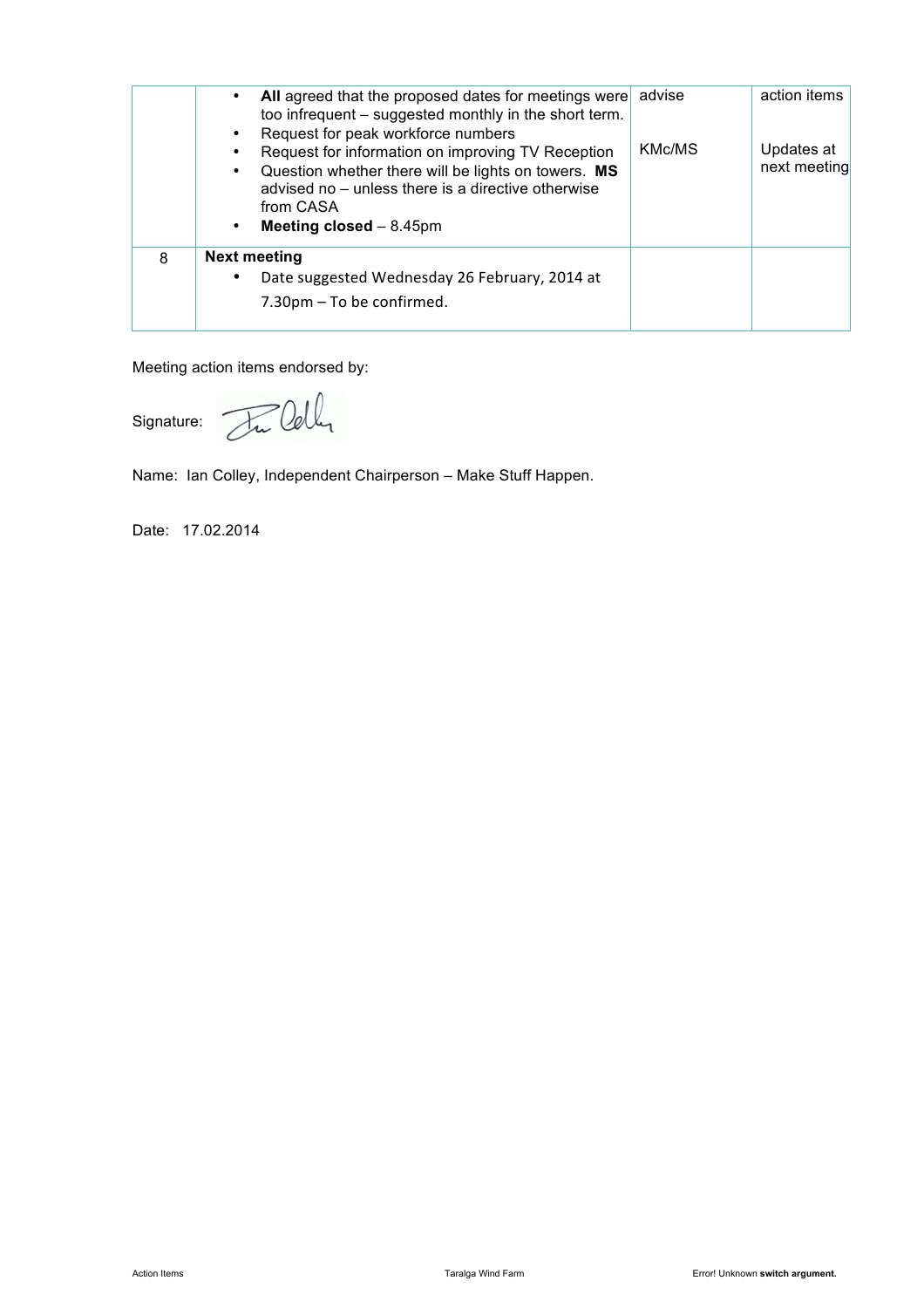| | | | |
|---|---|---|---|
| | • **All** agreed that the proposed dates for meetings were too infrequent – suggested monthly in the short term.<br>• Request for peak workforce numbers<br>• Request for information on improving TV Reception<br>• Question whether there will be lights on towers. **MS** advised no – unless there is a directive otherwise from CASA<br>• **Meeting closed** – 8.45pm | advise<br><br>KMc/MS | action items<br><br>Updates at next meeting |
| 8 | **Next meeting**<br>• Date suggested Wednesday 26 February, 2014 at 7.30pm – To be confirmed. | | |

Meeting action items endorsed by:

Signature:

Name: Ian Colley, Independent Chairperson – Make Stuff Happen.

Date: 17.02.2014